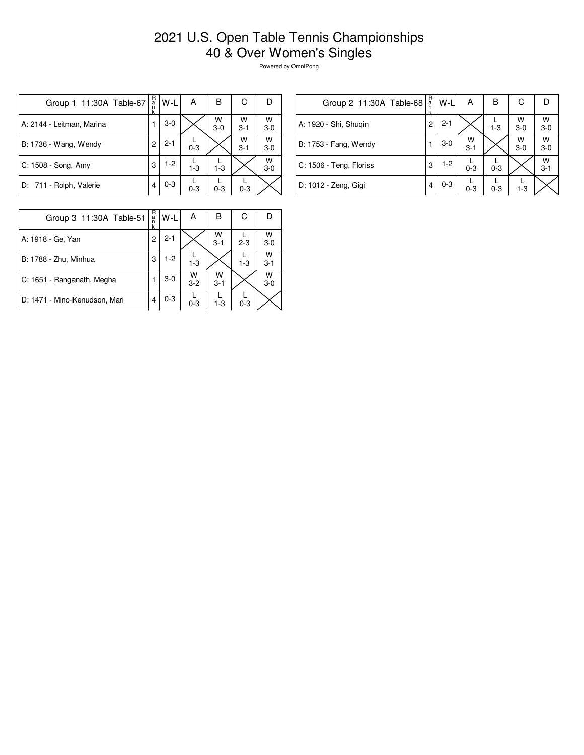# 2021 U.S. Open Table Tennis Championships
# 40 & Over Women's Singles

Powered by OmniPong

| Group 1 11:30A Table-67 | Rank | W-L | A | B | C | D |
|---|---|---|---|---|---|---|
| A: 2144 - Leitman, Marina | 1 | 3-0 | | W 3-0 | W 3-1 | W 3-0 |
| B: 1736 - Wang, Wendy | 2 | 2-1 | L 0-3 | | W 3-1 | W 3-0 |
| C: 1508 - Song, Amy | 3 | 1-2 | L 1-3 | L 1-3 | | W 3-0 |
| D: 711 - Rolph, Valerie | 4 | 0-3 | L 0-3 | L 0-3 | L 0-3 | |

| Group 2 11:30A Table-68 | Rank | W-L | A | B | C | D |
|---|---|---|---|---|---|---|
| A: 1920 - Shi, Shuqin | 2 | 2-1 | | L 1-3 | W 3-0 | W 3-0 |
| B: 1753 - Fang, Wendy | 1 | 3-0 | W 3-1 | | W 3-0 | W 3-0 |
| C: 1506 - Teng, Floriss | 3 | 1-2 | L 0-3 | L 0-3 | | W 3-1 |
| D: 1012 - Zeng, Gigi | 4 | 0-3 | L 0-3 | L 0-3 | L 1-3 | |

| Group 3 11:30A Table-51 | Rank | W-L | A | B | C | D |
|---|---|---|---|---|---|---|
| A: 1918 - Ge, Yan | 2 | 2-1 | | W 3-1 | L 2-3 | W 3-0 |
| B: 1788 - Zhu, Minhua | 3 | 1-2 | L 1-3 | | L 1-3 | W 3-1 |
| C: 1651 - Ranganath, Megha | 1 | 3-0 | W 3-2 | W 3-1 | | W 3-0 |
| D: 1471 - Mino-Kenudson, Mari | 4 | 0-3 | L 0-3 | L 1-3 | L 0-3 | |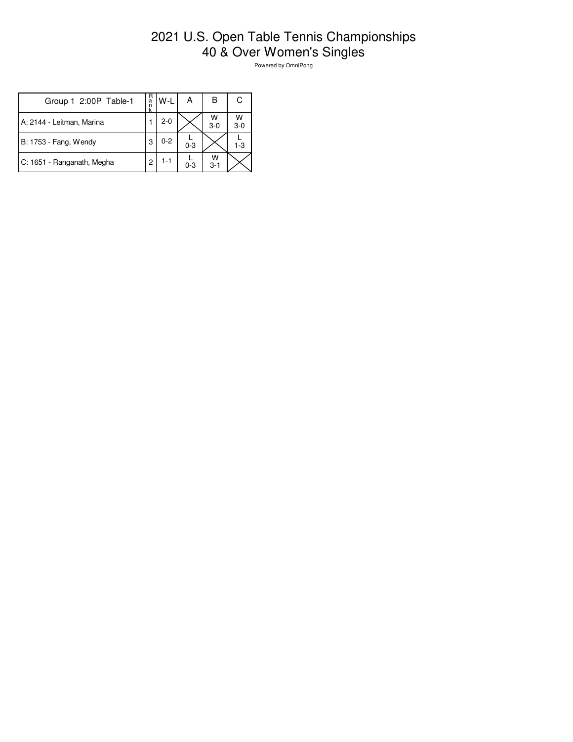# 2021 U.S. Open Table Tennis Championships
## 40 & Over Women's Singles

Powered by OmniPong

| Group 1 2:00P Table-1 | Rank | W-L | A | B | C |
|---|---|---|---|---|---|
| A: 2144 - Leitman, Marina | 1 | 2-0 | | W 3-0 | W 3-0 |
| B: 1753 - Fang, Wendy | 3 | 0-2 | L 0-3 | | L 1-3 |
| C: 1651 - Ranganath, Megha | 2 | 1-1 | L 0-3 | W 3-1 | |